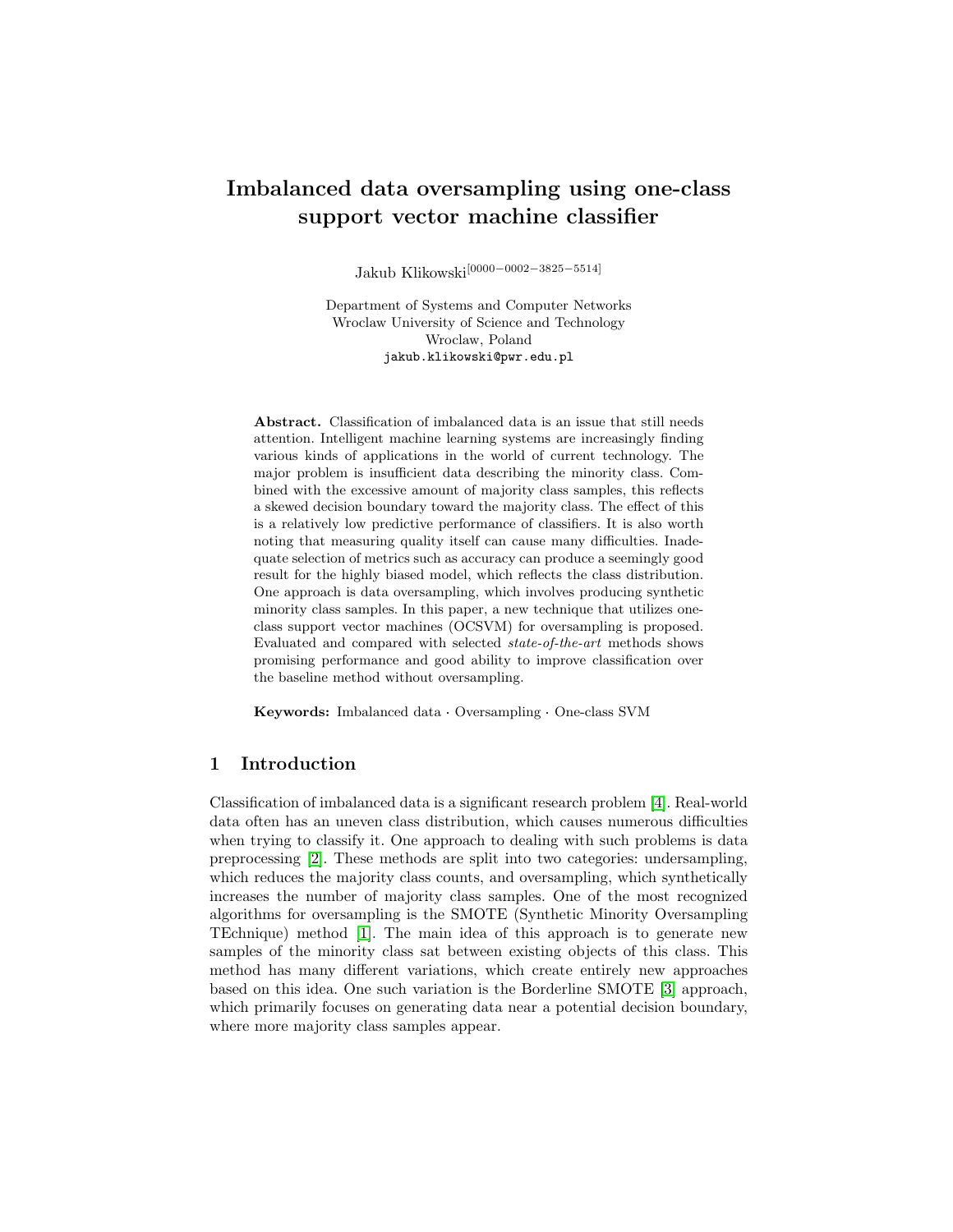# Imbalanced data oversampling using one-class support vector machine classifier

Jakub Klikowski[0000−0002−3825−5514]

Department of Systems and Computer Networks
Wroclaw University of Science and Technology
Wroclaw, Poland
jakub.klikowski@pwr.edu.pl

**Abstract.** Classification of imbalanced data is an issue that still needs attention. Intelligent machine learning systems are increasingly finding various kinds of applications in the world of current technology. The major problem is insufficient data describing the minority class. Combined with the excessive amount of majority class samples, this reflects a skewed decision boundary toward the majority class. The effect of this is a relatively low predictive performance of classifiers. It is also worth noting that measuring quality itself can cause many difficulties. Inadequate selection of metrics such as accuracy can produce a seemingly good result for the highly biased model, which reflects the class distribution. One approach is data oversampling, which involves producing synthetic minority class samples. In this paper, a new technique that utilizes one-class support vector machines (OCSVM) for oversampling is proposed. Evaluated and compared with selected *state-of-the-art* methods shows promising performance and good ability to improve classification over the baseline method without oversampling.

**Keywords:** Imbalanced data · Oversampling · One-class SVM

## 1 Introduction

Classification of imbalanced data is a significant research problem [4]. Real-world data often has an uneven class distribution, which causes numerous difficulties when trying to classify it. One approach to dealing with such problems is data preprocessing [2]. These methods are split into two categories: undersampling, which reduces the majority class counts, and oversampling, which synthetically increases the number of majority class samples. One of the most recognized algorithms for oversampling is the SMOTE (Synthetic Minority Oversampling TEchnique) method [1]. The main idea of this approach is to generate new samples of the minority class sat between existing objects of this class. This method has many different variations, which create entirely new approaches based on this idea. One such variation is the Borderline SMOTE [3] approach, which primarily focuses on generating data near a potential decision boundary, where more majority class samples appear.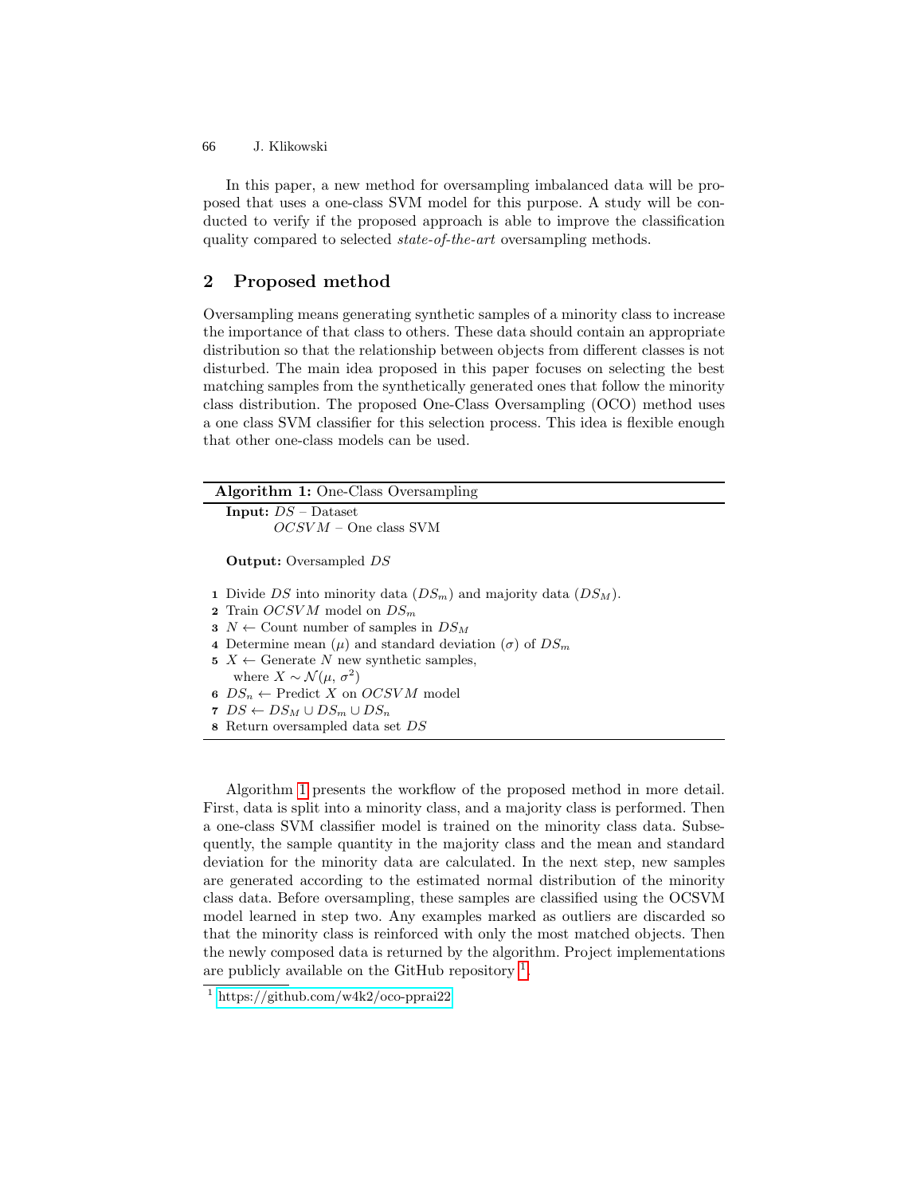In this paper, a new method for oversampling imbalanced data will be proposed that uses a one-class SVM model for this purpose. A study will be conducted to verify if the proposed approach is able to improve the classification quality compared to selected *state-of-the-art* oversampling methods.

## 2 Proposed method

Oversampling means generating synthetic samples of a minority class to increase the importance of that class to others. These data should contain an appropriate distribution so that the relationship between objects from different classes is not disturbed. The main idea proposed in this paper focuses on selecting the best matching samples from the synthetically generated ones that follow the minority class distribution. The proposed One-Class Oversampling (OCO) method uses a one class SVM classifier for this selection process. This idea is flexible enough that other one-class models can be used.

---

**Algorithm 1:** One-Class Oversampling

---

**Input:** $DS$ – Dataset
$OCSVM$ – One class SVM

**Output:** Oversampled $DS$

1. Divide $DS$ into minority data ($DS_m$) and majority data ($DS_M$).
2. Train $OCSVM$ model on $DS_m$
3. $N \leftarrow$ Count number of samples in $DS_M$
4. Determine mean ($\mu$) and standard deviation ($\sigma$) of $DS_m$
5. $X \leftarrow$ Generate $N$ new synthetic samples, where $X \sim \mathcal{N}(\mu, \sigma^2)$
6. $DS_n \leftarrow$ Predict $X$ on $OCSVM$ model
7. $DS \leftarrow DS_M \cup DS_m \cup DS_n$
8. Return oversampled data set $DS$

---

Algorithm 1 presents the workflow of the proposed method in more detail. First, data is split into a minority class, and a majority class is performed. Then a one-class SVM classifier model is trained on the minority class data. Subsequently, the sample quantity in the majority class and the mean and standard deviation for the minority data are calculated. In the next step, new samples are generated according to the estimated normal distribution of the minority class data. Before oversampling, these samples are classified using the OCSVM model learned in step two. Any examples marked as outliers are discarded so that the minority class is reinforced with only the most matched objects. Then the newly composed data is returned by the algorithm. Project implementations are publicly available on the GitHub repository [1].

[1] https://github.com/w4k2/oco-pprai22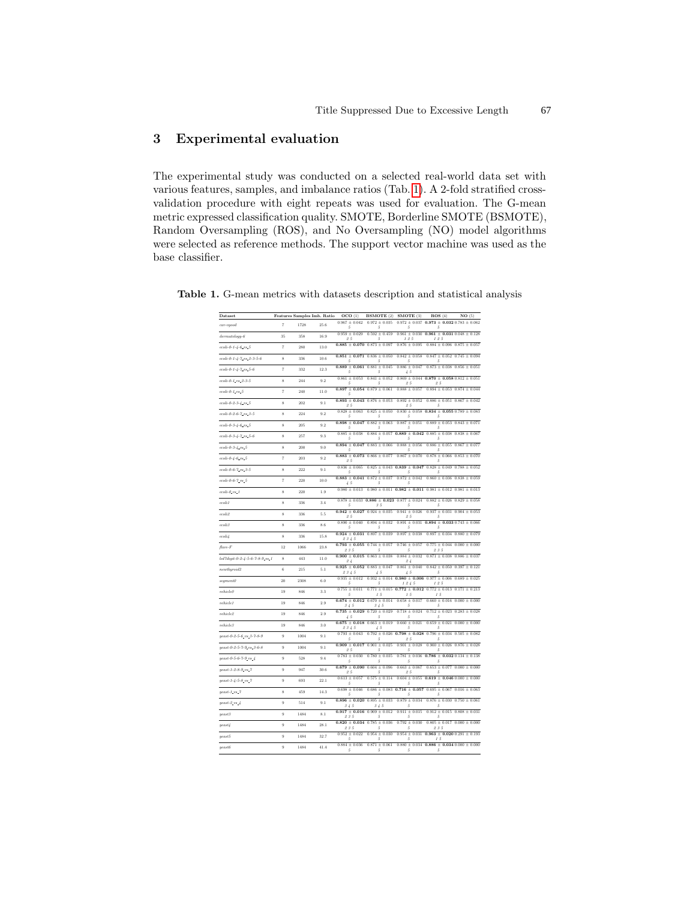## 3 Experimental evaluation

The experimental study was conducted on a selected real-world data set with various features, samples, and imbalance ratios (Tab. 1). A 2-fold stratified cross-validation procedure with eight repeats was used for evaluation. The G-mean metric expressed classification quality. SMOTE, Borderline SMOTE (BSMOTE), Random Oversampling (ROS), and No Oversampling (NO) model algorithms were selected as reference methods. The support vector machine was used as the base classifier.

**Table 1.** G-mean metrics with datasets description and statistical analysis

| Dataset | Features | Samples | Imb. Ratio | OCO (1) | BSMOTE (2) | SMOTE (3) | ROS (4) | NO (5) |
|---|---|---|---|---|---|---|---|---|
| *car-vgood* | 7 | 1728 | 25.6 | 0.967 ± 0.042<br>5 | 0.972 ± 0.035<br>5 | 0.972 ± 0.037<br>5 | **0.973 ± 0.032**<br>5 | 0.783 ± 0.062 |
| *dermatology-6* | 35 | 358 | 16.9 | 0.959 ± 0.029<br>2 5 | 0.592 ± 0.459<br>5 | 0.961 ± 0.030<br>1 2 5 | **0.961 ± 0.031**<br>1 2 5 | 0.048 ± 0.128 |
| *ecoli-0-1-4-6_vs_5* | 7 | 280 | 13.0 | **0.885 ± 0.070** | 0.873 ± 0.097 | 0.876 ± 0.095 | 0.884 ± 0.096 | 0.875 ± 0.057 |
| *ecoli-0-1-4-7_vs_2-3-5-6* | 8 | 336 | 10.6 | **0.851 ± 0.071**<br>5 | 0.836 ± 0.050<br>5 | 0.842 ± 0.058<br>5 | 0.847 ± 0.052<br>5 | 0.745 ± 0.094 |
| *ecoli-0-1-4-7_vs_5-6* | 7 | 332 | 12.3 | **0.889 ± 0.061**<br>5 | 0.881 ± 0.045<br>5 | 0.886 ± 0.047<br>4 5 | 0.873 ± 0.038<br>5 | 0.856 ± 0.051 |
| *ecoli-0-1_vs_2-3-5* | 8 | 244 | 9.2 | 0.861 ± 0.053<br>5 | 0.841 ± 0.052<br>5 | 0.869 ± 0.044<br>2 5 | **0.870 ± 0.058**<br>2 5 | 0.812 ± 0.051 |
| *ecoli-0-1_vs_5* | 7 | 240 | 11.0 | **0.897 ± 0.054**<br>5 | 0.879 ± 0.061 | 0.888 ± 0.057 | 0.894 ± 0.053 | 0.874 ± 0.044 |
| *ecoli-0-2-3-4_vs_5* | 8 | 202 | 9.1 | **0.893 ± 0.043**<br>2 5 | 0.876 ± 0.053 | 0.892 ± 0.052<br>2 5 | 0.886 ± 0.051<br>5 | 0.867 ± 0.042 |
| *ecoli-0-2-6-7_vs_3-5* | 8 | 224 | 9.2 | 0.828 ± 0.063<br>5 | 0.825 ± 0.050<br>5 | 0.830 ± 0.058<br>5 | **0.834 ± 0.055**<br>5 | 0.789 ± 0.083 |
| *ecoli-0-3-4-6_vs_5* | 8 | 205 | 9.2 | **0.898 ± 0.047**<br>5 | 0.882 ± 0.063<br>5 | 0.887 ± 0.051<br>5 | 0.889 ± 0.053<br>5 | 0.843 ± 0.071 |
| *ecoli-0-3-4-7_vs_5-6* | 8 | 257 | 9.3 | 0.885 ± 0.038<br>5 | 0.884 ± 0.057<br>5 | **0.889 ± 0.042**<br>5 | 0.885 ± 0.038<br>5 | 0.838 ± 0.067 |
| *ecoli-0-3-4_vs_5* | 8 | 200 | 9.0 | **0.894 ± 0.047**<br>5 | 0.883 ± 0.066<br>5 | 0.888 ± 0.056<br>5 | 0.886 ± 0.055<br>5 | 0.867 ± 0.077 |
| *ecoli-0-4-6_vs_5* | 7 | 203 | 9.2 | **0.883 ± 0.073**<br>2 5 | 0.866 ± 0.077 | 0.867 ± 0.070 | 0.878 ± 0.066<br>5 | 0.853 ± 0.070 |
| *ecoli-0-6-7_vs_3-5* | 8 | 222 | 9.1 | 0.836 ± 0.065<br>5 | 0.825 ± 0.043<br>5 | **0.839 ± 0.047**<br>5 | 0.828 ± 0.049<br>5 | 0.788 ± 0.052 |
| *ecoli-0-6-7_vs_5* | 7 | 220 | 10.0 | **0.883 ± 0.041**<br>4 5 | 0.872 ± 0.037<br>5 | 0.872 ± 0.042<br>5 | 0.860 ± 0.036<br>5 | 0.838 ± 0.059 |
| *ecoli-0_vs_1* | 8 | 220 | 1.9 | 0.980 ± 0.013 | 0.980 ± 0.011 | **0.982 ± 0.011** | 0.981 ± 0.012 | 0.981 ± 0.013 |
| *ecoli1* | 8 | 336 | 3.4 | 0.878 ± 0.031<br>5 | **0.886 ± 0.023**<br>3 5 | 0.877 ± 0.024<br>5 | 0.882 ± 0.026<br>5 | 0.829 ± 0.058 |
| *ecoli2* | 8 | 336 | 5.5 | **0.942 ± 0.027**<br>2 5 | 0.924 ± 0.035 | 0.941 ± 0.026<br>2 5 | 0.937 ± 0.031<br>5 | 0.904 ± 0.053 |
| *ecoli3* | 8 | 336 | 8.6 | 0.890 ± 0.040<br>5 | 0.894 ± 0.032<br>5 | 0.891 ± 0.031<br>5 | **0.894 ± 0.033**<br>5 | 0.743 ± 0.066 |
| *ecoli4* | 8 | 336 | 15.8 | **0.924 ± 0.031**<br>2 3 4 5 | 0.897 ± 0.039 | 0.897 ± 0.038 | 0.897 ± 0.034 | 0.880 ± 0.079 |
| *flare-F* | 12 | 1066 | 23.8 | **0.793 ± 0.055**<br>2 3 5 | 0.744 ± 0.057<br>5 | 0.746 ± 0.057<br>5 | 0.775 ± 0.044<br>2 3 5 | 0.000 ± 0.000 |
| *led7digit-0-2-4-5-6-7-8-9_vs_1* | 8 | 443 | 11.0 | **0.900 ± 0.015**<br>2 4 | 0.863 ± 0.038 | 0.884 ± 0.032<br>2 4 | 0.871 ± 0.038 | 0.886 ± 0.037 |
| *newthyroid2* | 6 | 215 | 5.1 | **0.925 ± 0.052**<br>2 3 4 5 | 0.883 ± 0.047<br>4 5 | 0.861 ± 0.040<br>4 5 | 0.842 ± 0.050<br>5 | 0.397 ± 0.121 |
| *segment0* | 20 | 2308 | 6.0 | 0.935 ± 0.012<br>5 | 0.932 ± 0.014<br>5 | **0.980 ± 0.006**<br>1 2 4 5 | 0.977 ± 0.006<br>1 2 5 | 0.689 ± 0.025 |
| *vehicle0* | 19 | 846 | 3.3 | 0.755 ± 0.011<br>5 | 0.771 ± 0.015<br>1 5 | **0.772 ± 0.012**<br>1 5 | 0.772 ± 0.013<br>1 5 | 0.171 ± 0.213 |
| *vehicle1* | 19 | 846 | 2.9 | **0.674 ± 0.012**<br>3 4 5 | 0.670 ± 0.014<br>3 4 5 | 0.658 ± 0.017<br>5 | 0.660 ± 0.016<br>5 | 0.000 ± 0.000 |
| *vehicle2* | 19 | 846 | 2.9 | **0.735 ± 0.029**<br>4 5 | 0.720 ± 0.029<br>5 | 0.718 ± 0.024<br>5 | 0.712 ± 0.023<br>5 | 0.283 ± 0.028 |
| *vehicle3* | 19 | 846 | 3.0 | **0.675 ± 0.018**<br>2 3 4 5 | 0.663 ± 0.019<br>4 5 | 0.660 ± 0.021<br>5 | 0.659 ± 0.021<br>5 | 0.000 ± 0.000 |
| *yeast-0-2-5-6_vs_3-7-8-9* | 9 | 1004 | 9.1 | 0.793 ± 0.043<br>5 | 0.792 ± 0.026<br>5 | **0.798 ± 0.028**<br>2 5 | 0.796 ± 0.034<br>5 | 0.505 ± 0.082 |
| *yeast-0-2-5-7-9_vs_3-6-8* | 9 | 1004 | 9.1 | **0.909 ± 0.017**<br>2 5 | 0.901 ± 0.025<br>5 | 0.901 ± 0.028<br>5 | 0.900 ± 0.026<br>5 | 0.876 ± 0.028 |
| *yeast-0-5-6-7-9_vs_4* | 9 | 528 | 9.4 | 0.783 ± 0.030<br>5 | 0.780 ± 0.035<br>5 | 0.781 ± 0.036<br>5 | **0.786 ± 0.032**<br>5 | 0.134 ± 0.138 |
| *yeast-1-2-8-9_vs_7* | 9 | 947 | 30.6 | **0.679 ± 0.090**<br>2 5 | 0.604 ± 0.096<br>5 | 0.663 ± 0.067<br>2 5 | 0.653 ± 0.077<br>5 | 0.000 ± 0.000 |
| *yeast-1-4-5-8_vs_7* | 9 | 693 | 22.1 | 0.613 ± 0.057<br>5 | 0.575 ± 0.114<br>5 | 0.604 ± 0.055<br>5 | **0.619 ± 0.046**<br>5 | 0.000 ± 0.000 |
| *yeast-1_vs_7* | 8 | 459 | 14.3 | 0.698 ± 0.046<br>5 | 0.686 ± 0.083<br>5 | **0.716 ± 0.057**<br>5 | 0.695 ± 0.067<br>5 | 0.016 ± 0.063 |
| *yeast-2_vs_4* | 9 | 514 | 9.1 | **0.896 ± 0.020**<br>3 4 5 | 0.895 ± 0.033<br>3 4 5 | 0.879 ± 0.034<br>5 | 0.876 ± 0.030<br>5 | 0.750 ± 0.061 |
| *yeast3* | 9 | 1484 | 8.1 | **0.917 ± 0.016**<br>2 3 5 | 0.909 ± 0.012<br>5 | 0.911 ± 0.015<br>5 | 0.912 ± 0.015<br>5 | 0.808 ± 0.031 |
| *yeast4* | 9 | 1484 | 28.1 | **0.820 ± 0.034**<br>2 3 5 | 0.785 ± 0.036<br>5 | 0.792 ± 0.030<br>5 | 0.805 ± 0.017<br>2 3 5 | 0.000 ± 0.000 |
| *yeast5* | 9 | 1484 | 32.7 | 0.952 ± 0.022<br>5 | 0.954 ± 0.030<br>5 | 0.954 ± 0.031<br>5 | **0.963 ± 0.020**<br>1 5 | 0.291 ± 0.193 |
| *yeast6* | 9 | 1484 | 41.4 | 0.884 ± 0.036<br>5 | 0.871 ± 0.061<br>5 | 0.880 ± 0.034<br>5 | **0.886 ± 0.034**<br>5 | 0.000 ± 0.000 |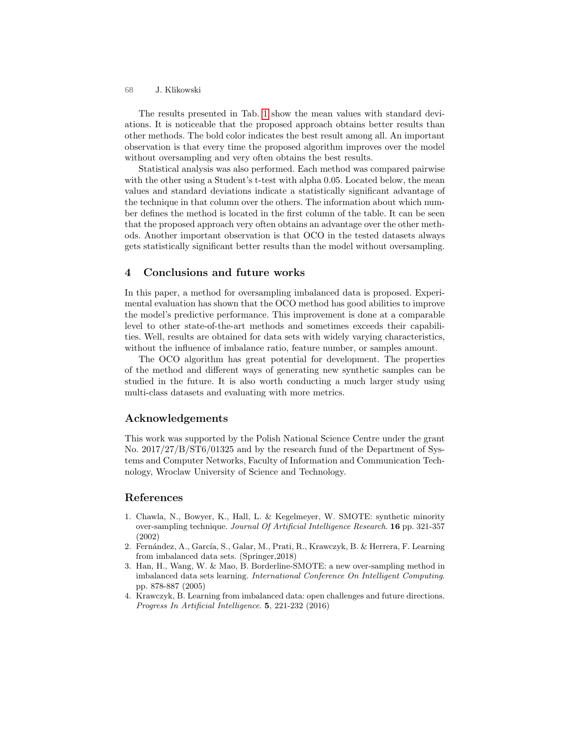The results presented in Tab. 1 show the mean values with standard deviations. It is noticeable that the proposed approach obtains better results than other methods. The bold color indicates the best result among all. An important observation is that every time the proposed algorithm improves over the model without oversampling and very often obtains the best results.

Statistical analysis was also performed. Each method was compared pairwise with the other using a Student's t-test with alpha 0.05. Located below, the mean values and standard deviations indicate a statistically significant advantage of the technique in that column over the others. The information about which number defines the method is located in the first column of the table. It can be seen that the proposed approach very often obtains an advantage over the other methods. Another important observation is that OCO in the tested datasets always gets statistically significant better results than the model without oversampling.

## 4 Conclusions and future works

In this paper, a method for oversampling imbalanced data is proposed. Experimental evaluation has shown that the OCO method has good abilities to improve the model's predictive performance. This improvement is done at a comparable level to other state-of-the-art methods and sometimes exceeds their capabilities. Well, results are obtained for data sets with widely varying characteristics, without the influence of imbalance ratio, feature number, or samples amount.

The OCO algorithm has great potential for development. The properties of the method and different ways of generating new synthetic samples can be studied in the future. It is also worth conducting a much larger study using multi-class datasets and evaluating with more metrics.

## Acknowledgements

This work was supported by the Polish National Science Centre under the grant No. 2017/27/B/ST6/01325 and by the research fund of the Department of Systems and Computer Networks, Faculty of Information and Communication Technology, Wroclaw University of Science and Technology.

## References

1. Chawla, N., Bowyer, K., Hall, L. & Kegelmeyer, W. SMOTE: synthetic minority over-sampling technique. *Journal Of Artificial Intelligence Research*. **16** pp. 321-357 (2002)
2. Fernández, A., García, S., Galar, M., Prati, R., Krawczyk, B. & Herrera, F. Learning from imbalanced data sets. (Springer,2018)
3. Han, H., Wang, W. & Mao, B. Borderline-SMOTE: a new over-sampling method in imbalanced data sets learning. *International Conference On Intelligent Computing*. pp. 878-887 (2005)
4. Krawczyk, B. Learning from imbalanced data: open challenges and future directions. *Progress In Artificial Intelligence*. **5**, 221-232 (2016)